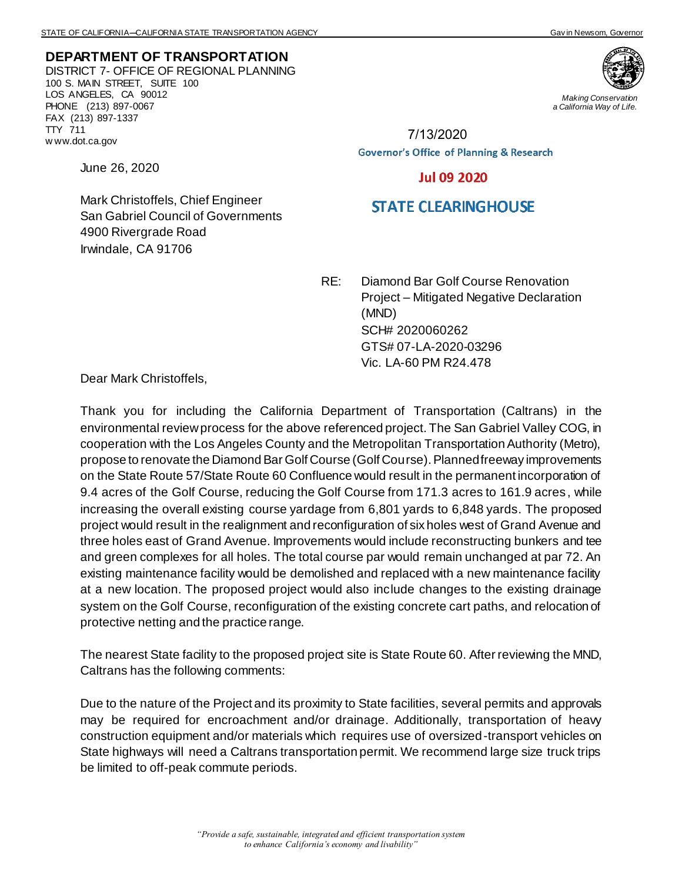STATE OF CALIFORNIA—CALIFORNIA STATE TRANSPORTATION AGENCY Gavin Newsom, Governor

**DEPARTMENT OF TRANSPORTATION**
DISTRICT 7- OFFICE OF REGIONAL PLANNING
100 S. MAIN STREET, SUITE 100
LOS ANGELES, CA 90012
PHONE (213) 897-0067
FAX (213) 897-1337
TTY 711
www.dot.ca.gov

*Making Conservation a California Way of Life.*

7/13/2020

Governor's Office of Planning & Research

Jul 09 2020

STATE CLEARINGHOUSE

June 26, 2020

Mark Christoffels, Chief Engineer
San Gabriel Council of Governments
4900 Rivergrade Road
Irwindale, CA 91706

RE: Diamond Bar Golf Course Renovation Project – Mitigated Negative Declaration (MND)
SCH# 2020060262
GTS# 07-LA-2020-03296
Vic. LA-60 PM R24.478

Dear Mark Christoffels,

Thank you for including the California Department of Transportation (Caltrans) in the environmental review process for the above referenced project. The San Gabriel Valley COG, in cooperation with the Los Angeles County and the Metropolitan Transportation Authority (Metro), propose to renovate the Diamond Bar Golf Course (Golf Course). Planned freeway improvements on the State Route 57/State Route 60 Confluence would result in the permanent incorporation of 9.4 acres of the Golf Course, reducing the Golf Course from 171.3 acres to 161.9 acres, while increasing the overall existing course yardage from 6,801 yards to 6,848 yards. The proposed project would result in the realignment and reconfiguration of six holes west of Grand Avenue and three holes east of Grand Avenue. Improvements would include reconstructing bunkers and tee and green complexes for all holes. The total course par would remain unchanged at par 72. An existing maintenance facility would be demolished and replaced with a new maintenance facility at a new location. The proposed project would also include changes to the existing drainage system on the Golf Course, reconfiguration of the existing concrete cart paths, and relocation of protective netting and the practice range.

The nearest State facility to the proposed project site is State Route 60. After reviewing the MND, Caltrans has the following comments:

Due to the nature of the Project and its proximity to State facilities, several permits and approvals may be required for encroachment and/or drainage. Additionally, transportation of heavy construction equipment and/or materials which requires use of oversized-transport vehicles on State highways will need a Caltrans transportation permit. We recommend large size truck trips be limited to off-peak commute periods.

*"Provide a safe, sustainable, integrated and efficient transportation system to enhance California's economy and livability"*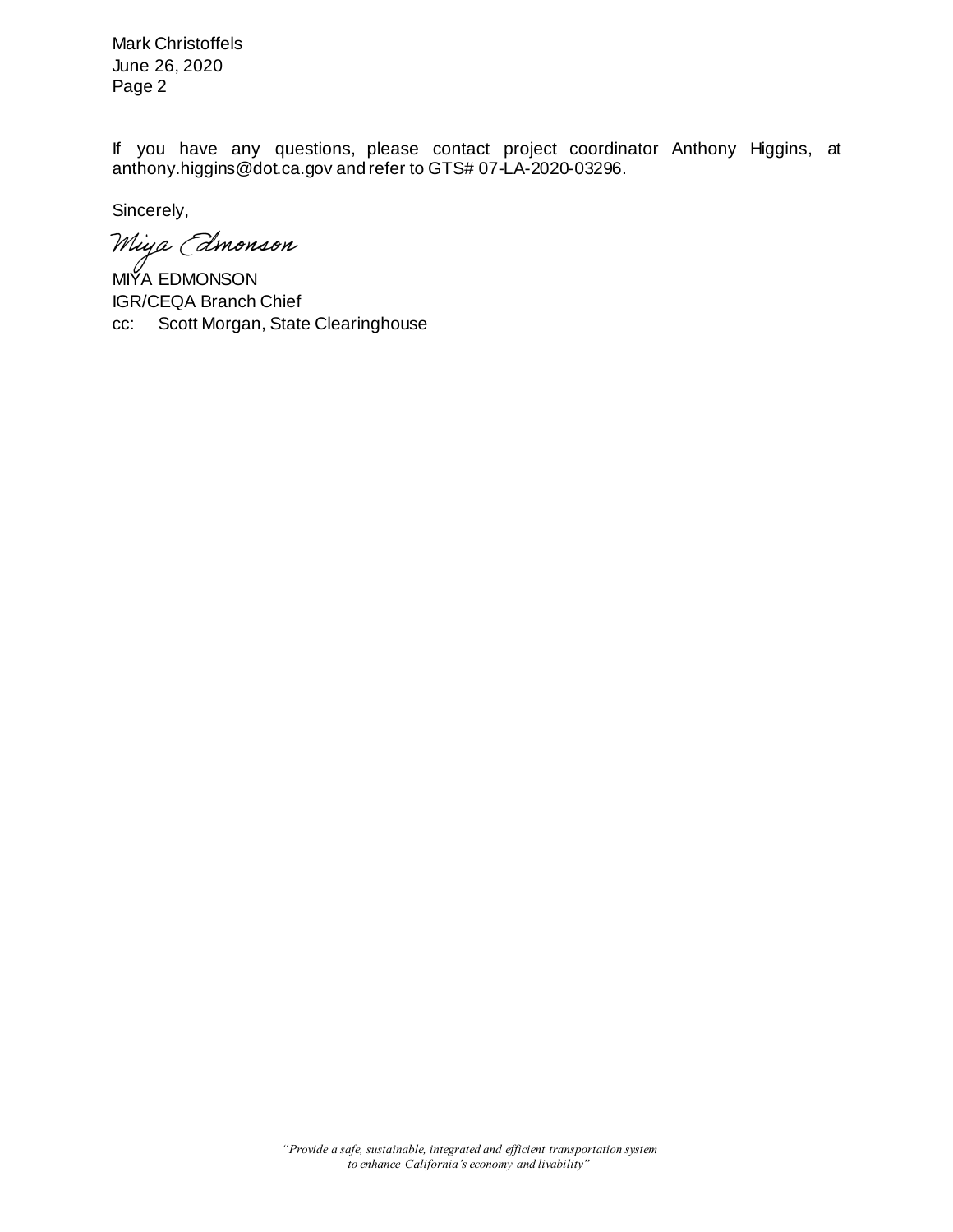If you have any questions, please contact project coordinator Anthony Higgins, at anthony.higgins@dot.ca.gov and refer to GTS# 07-LA-2020-03296.

Sincerely,

MIYA EDMONSON
IGR/CEQA Branch Chief

cc: Scott Morgan, State Clearinghouse